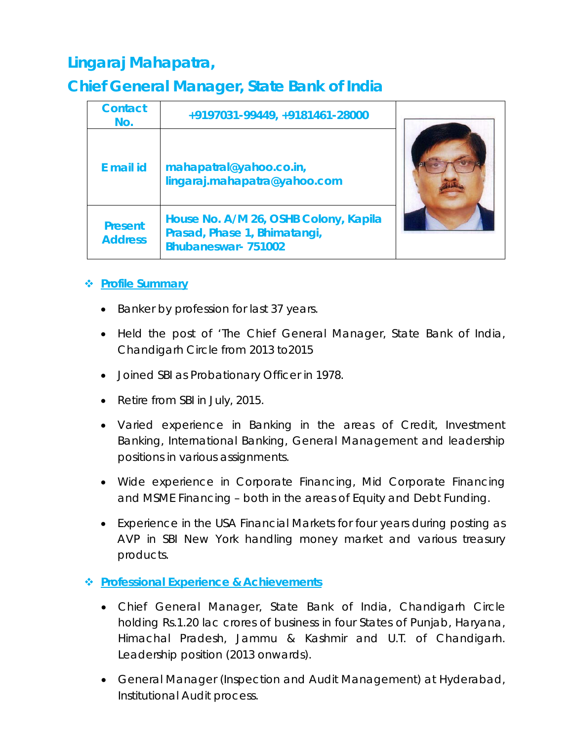# Lingaraj Mahapatra,

# Chief General Manager, State Bank of India

| Contact No. | +9197031-99449, +9181461-28000 |
|---|---|
| E mail id | mahapatral@yahoo.co.in, lingaraj.mahapatra@yahoo.com |
| Present Address | House No. A/M 26, OSHB Colony, Kapila Prasad, Phase 1, Bhimatangi, Bhubaneswar- 751002 |

## ❖ Profile Summary

- Banker by profession for last 37 years.
- Held the post of 'The Chief General Manager, State Bank of India, Chandigarh Circle from 2013 to2015
- Joined SBI as Probationary Officer in 1978.
- Retire from SBI in July, 2015.
- Varied experience in Banking in the areas of Credit, Investment Banking, International Banking, General Management and leadership positions in various assignments.
- Wide experience in Corporate Financing, Mid Corporate Financing and MSME Financing – both in the areas of Equity and Debt Funding.
- Experience in the USA Financial Markets for four years during posting as AVP in SBI New York handling money market and various treasury products.

## ❖ Professional Experience & Achievements

- Chief General Manager, State Bank of India, Chandigarh Circle holding Rs.1.20 lac crores of business in four States of Punjab, Haryana, Himachal Pradesh, Jammu & Kashmir and U.T. of Chandigarh. Leadership position (2013 onwards).
- General Manager (Inspection and Audit Management) at Hyderabad, Institutional Audit process.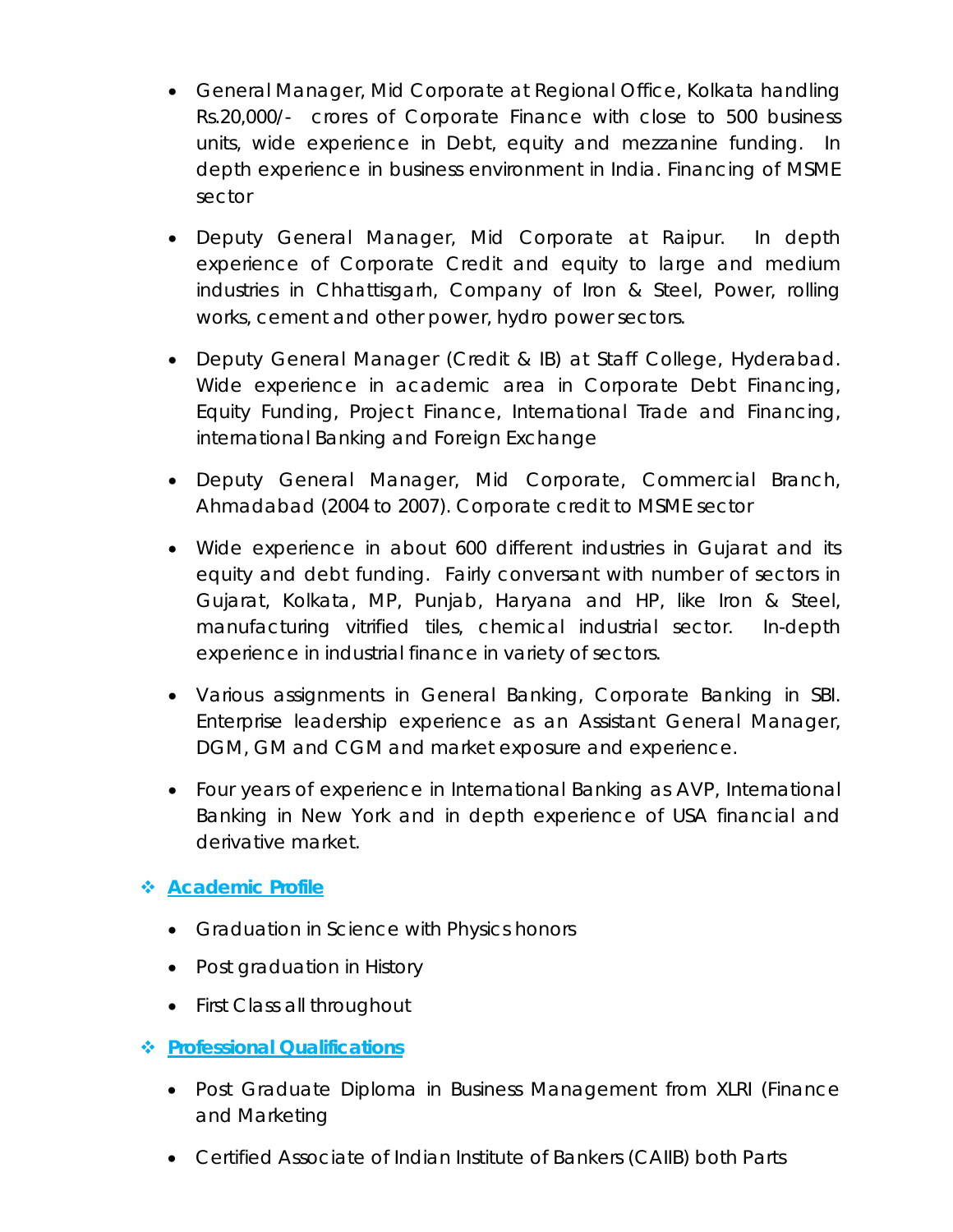- General Manager, Mid Corporate at Regional Office, Kolkata handling Rs.20,000/- crores of Corporate Finance with close to 500 business units, wide experience in Debt, equity and mezzanine funding. In depth experience in business environment in India. Financing of MSME sector

- Deputy General Manager, Mid Corporate at Raipur. In depth experience of Corporate Credit and equity to large and medium industries in Chhattisgarh, Company of Iron & Steel, Power, rolling works, cement and other power, hydro power sectors.

- Deputy General Manager (Credit & IB) at Staff College, Hyderabad. Wide experience in academic area in Corporate Debt Financing, Equity Funding, Project Finance, International Trade and Financing, international Banking and Foreign Exchange

- Deputy General Manager, Mid Corporate, Commercial Branch, Ahmadabad (2004 to 2007). Corporate credit to MSME sector

- Wide experience in about 600 different industries in Gujarat and its equity and debt funding. Fairly conversant with number of sectors in Gujarat, Kolkata, MP, Punjab, Haryana and HP, like Iron & Steel, manufacturing vitrified tiles, chemical industrial sector. In-depth experience in industrial finance in variety of sectors.

- Various assignments in General Banking, Corporate Banking in SBI. Enterprise leadership experience as an Assistant General Manager, DGM, GM and CGM and market exposure and experience.

- Four years of experience in International Banking as AVP, International Banking in New York and in depth experience of USA financial and derivative market.

## ❖ Academic Profile

- Graduation in Science with Physics honors
- Post graduation in History
- First Class all throughout

## ❖ Professional Qualifications

- Post Graduate Diploma in Business Management from XLRI (Finance and Marketing

- Certified Associate of Indian Institute of Bankers (CAIIB) both Parts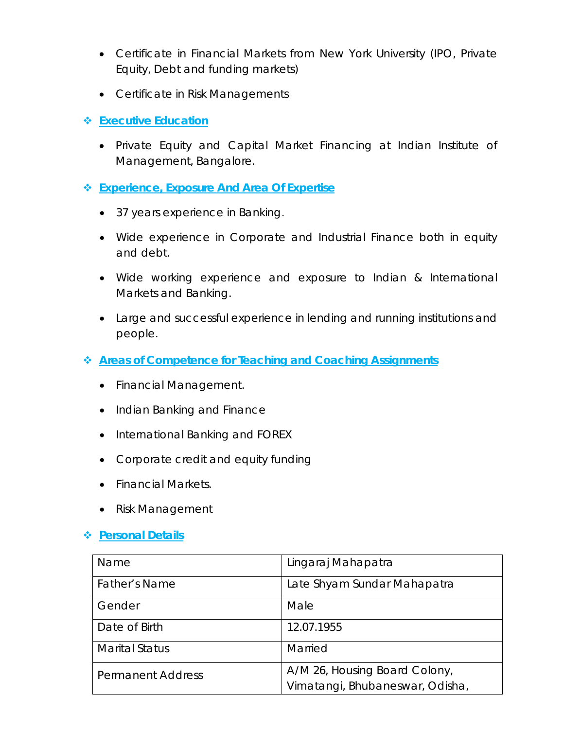- Certificate in Financial Markets from New York University (IPO, Private Equity, Debt and funding markets)
- Certificate in Risk Managements

## ❖ Executive Education

- Private Equity and Capital Market Financing at Indian Institute of Management, Bangalore.

## ❖ Experience, Exposure And Area Of Expertise

- 37 years experience in Banking.
- Wide experience in Corporate and Industrial Finance both in equity and debt.
- Wide working experience and exposure to Indian & International Markets and Banking.
- Large and successful experience in lending and running institutions and people.

## ❖ Areas of Competence for Teaching and Coaching Assignments

- Financial Management.
- Indian Banking and Finance
- International Banking and FOREX
- Corporate credit and equity funding
- Financial Markets.
- Risk Management

## ❖ Personal Details

| Name | Lingaraj Mahapatra |
|---|---|
| Father's Name | Late Shyam Sundar Mahapatra |
| Gender | Male |
| Date of Birth | 12.07.1955 |
| Marital Status | Married |
| Permanent Address | A/M 26, Housing Board Colony, Vimatangi, Bhubaneswar, Odisha, |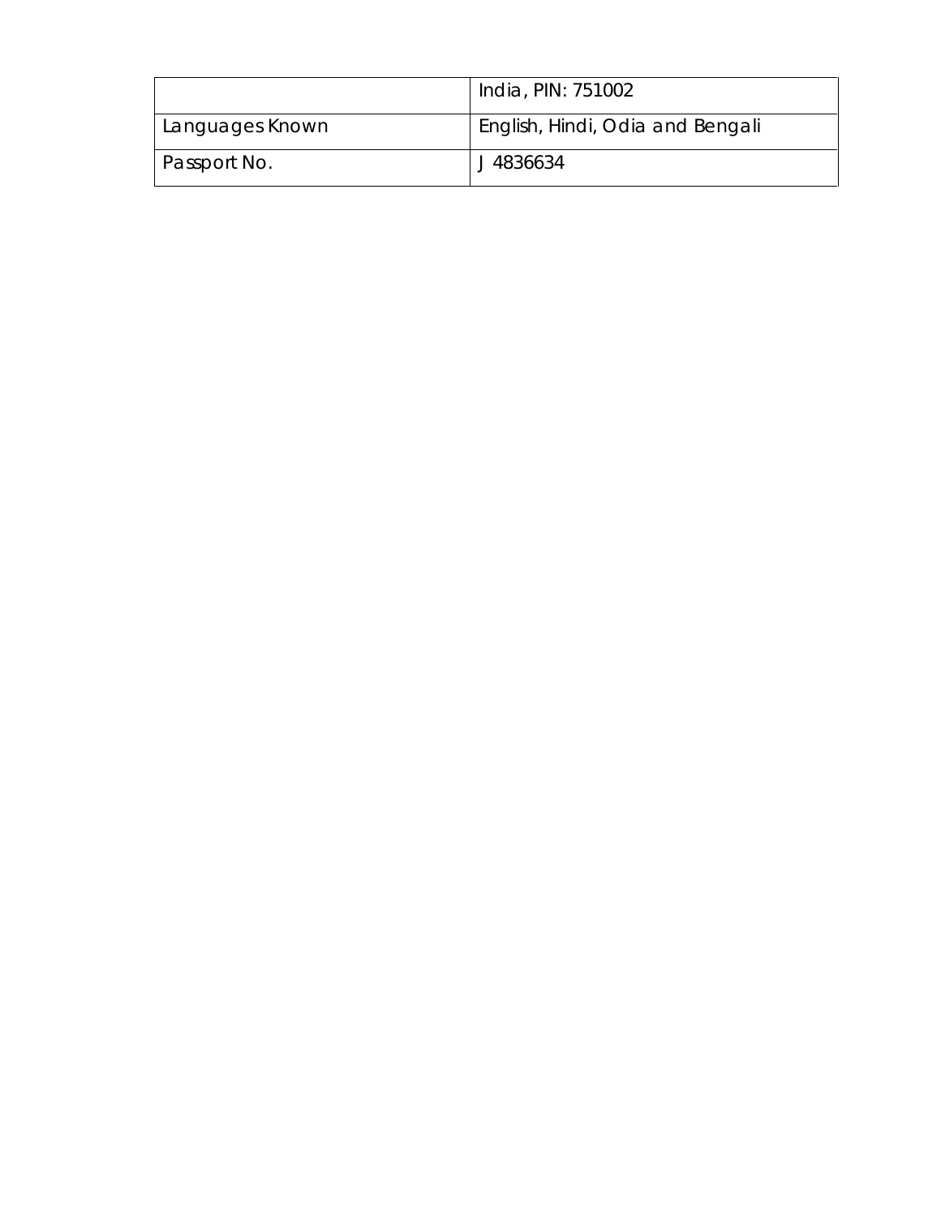| | |
|---|---|
| | India, PIN: 751002 |
| Languages Known | English, Hindi, Odia and Bengali |
| Passport No. | J 4836634 |